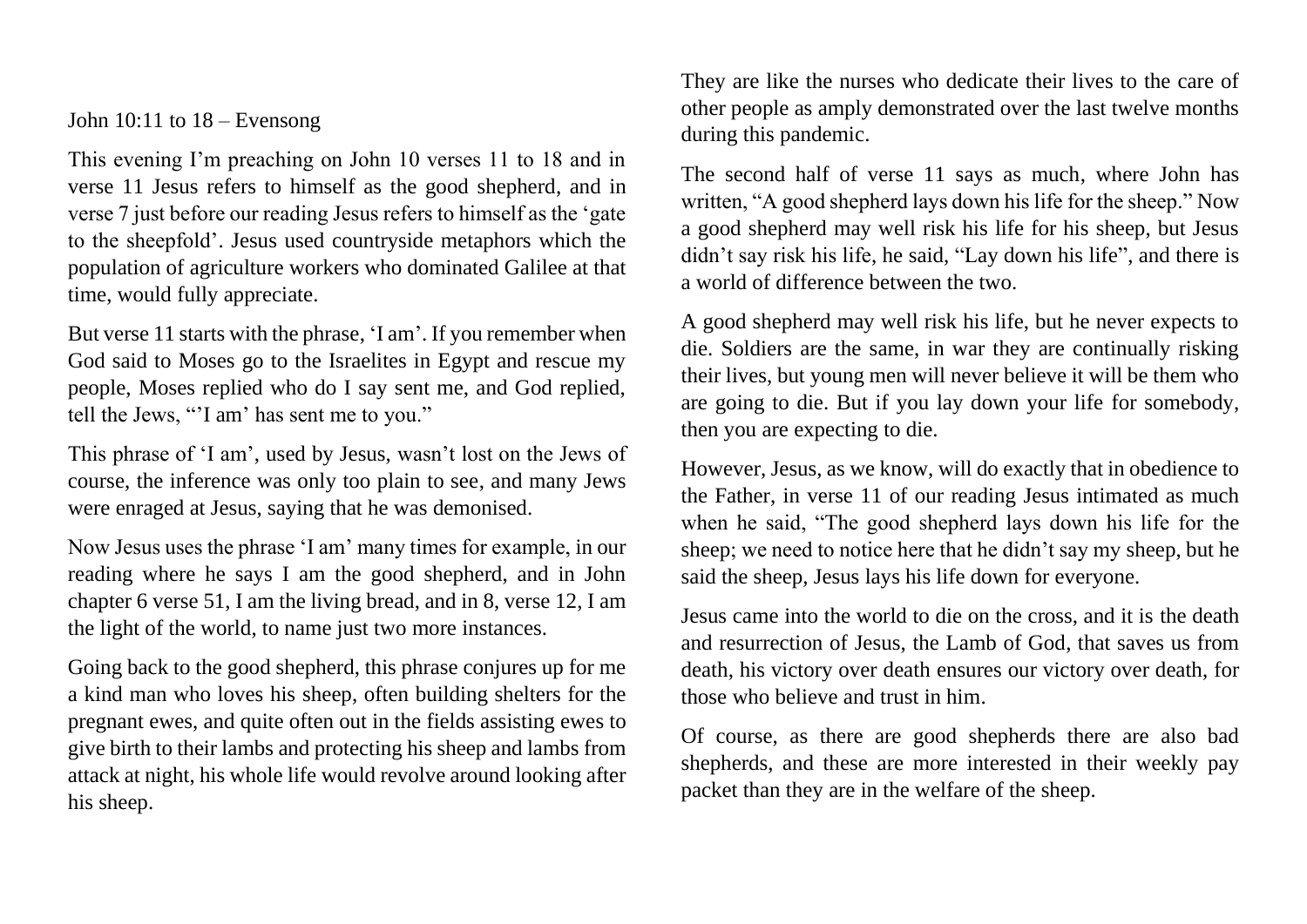John 10:11 to 18 – Evensong

This evening I'm preaching on John 10 verses 11 to 18 and in verse 11 Jesus refers to himself as the good shepherd, and in verse 7 just before our reading Jesus refers to himself as the 'gate to the sheepfold'. Jesus used countryside metaphors which the population of agriculture workers who dominated Galilee at that time, would fully appreciate.

But verse 11 starts with the phrase, 'I am'. If you remember when God said to Moses go to the Israelites in Egypt and rescue my people, Moses replied who do I say sent me, and God replied, tell the Jews, "'I am' has sent me to you."

This phrase of 'I am', used by Jesus, wasn't lost on the Jews of course, the inference was only too plain to see, and many Jews were enraged at Jesus, saying that he was demonised.

Now Jesus uses the phrase 'I am' many times for example, in our reading where he says I am the good shepherd, and in John chapter 6 verse 51, I am the living bread, and in 8, verse 12, I am the light of the world, to name just two more instances.

Going back to the good shepherd, this phrase conjures up for me a kind man who loves his sheep, often building shelters for the pregnant ewes, and quite often out in the fields assisting ewes to give birth to their lambs and protecting his sheep and lambs from attack at night, his whole life would revolve around looking after his sheep.

They are like the nurses who dedicate their lives to the care of other people as amply demonstrated over the last twelve months during this pandemic.

The second half of verse 11 says as much, where John has written, "A good shepherd lays down his life for the sheep." Now a good shepherd may well risk his life for his sheep, but Jesus didn't say risk his life, he said, "Lay down his life", and there is a world of difference between the two.

A good shepherd may well risk his life, but he never expects to die. Soldiers are the same, in war they are continually risking their lives, but young men will never believe it will be them who are going to die. But if you lay down your life for somebody, then you are expecting to die.

However, Jesus, as we know, will do exactly that in obedience to the Father, in verse 11 of our reading Jesus intimated as much when he said, "The good shepherd lays down his life for the sheep; we need to notice here that he didn't say my sheep, but he said the sheep, Jesus lays his life down for everyone.

Jesus came into the world to die on the cross, and it is the death and resurrection of Jesus, the Lamb of God, that saves us from death, his victory over death ensures our victory over death, for those who believe and trust in him.

Of course, as there are good shepherds there are also bad shepherds, and these are more interested in their weekly pay packet than they are in the welfare of the sheep.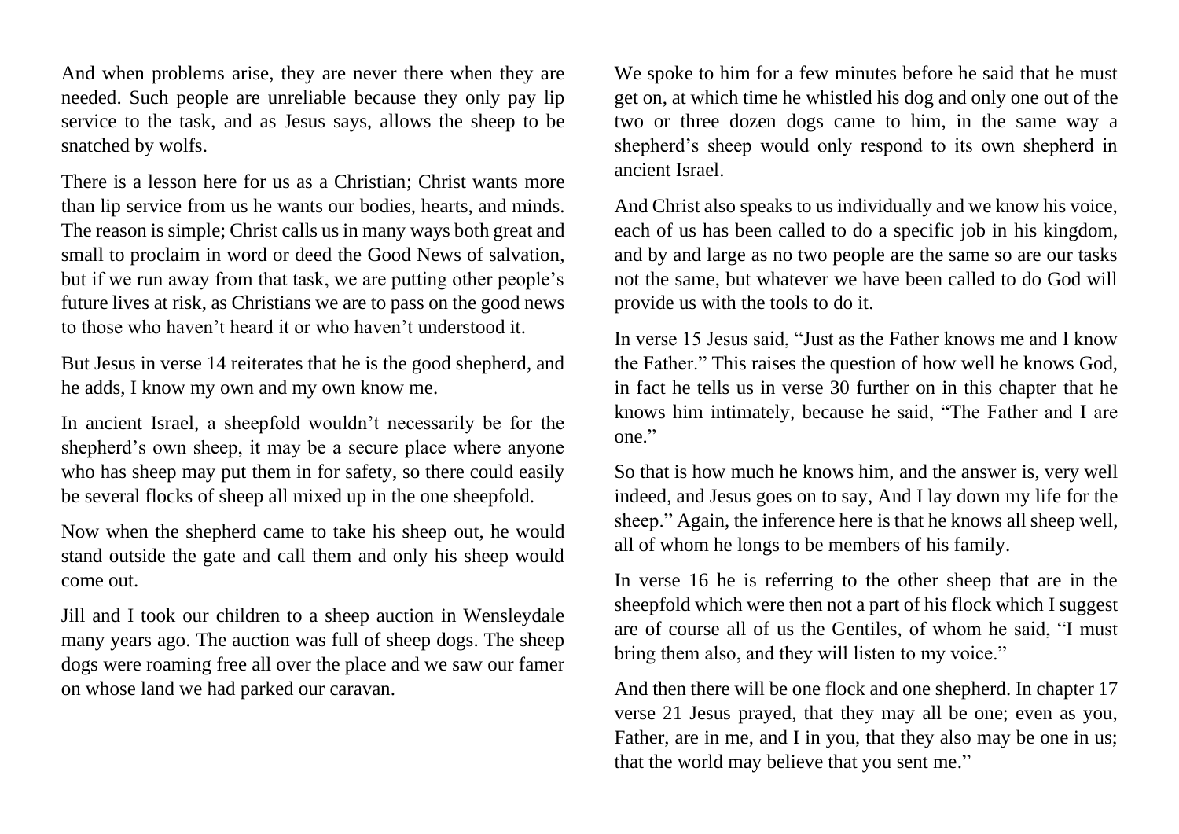And when problems arise, they are never there when they are needed. Such people are unreliable because they only pay lip service to the task, and as Jesus says, allows the sheep to be snatched by wolfs.

There is a lesson here for us as a Christian; Christ wants more than lip service from us he wants our bodies, hearts, and minds. The reason is simple; Christ calls us in many ways both great and small to proclaim in word or deed the Good News of salvation, but if we run away from that task, we are putting other people's future lives at risk, as Christians we are to pass on the good news to those who haven't heard it or who haven't understood it.

But Jesus in verse 14 reiterates that he is the good shepherd, and he adds, I know my own and my own know me.

In ancient Israel, a sheepfold wouldn't necessarily be for the shepherd's own sheep, it may be a secure place where anyone who has sheep may put them in for safety, so there could easily be several flocks of sheep all mixed up in the one sheepfold.

Now when the shepherd came to take his sheep out, he would stand outside the gate and call them and only his sheep would come out.

Jill and I took our children to a sheep auction in Wensleydale many years ago. The auction was full of sheep dogs. The sheep dogs were roaming free all over the place and we saw our famer on whose land we had parked our caravan.

We spoke to him for a few minutes before he said that he must get on, at which time he whistled his dog and only one out of the two or three dozen dogs came to him, in the same way a shepherd's sheep would only respond to its own shepherd in ancient Israel.

And Christ also speaks to us individually and we know his voice, each of us has been called to do a specific job in his kingdom, and by and large as no two people are the same so are our tasks not the same, but whatever we have been called to do God will provide us with the tools to do it.

In verse 15 Jesus said, "Just as the Father knows me and I know the Father." This raises the question of how well he knows God, in fact he tells us in verse 30 further on in this chapter that he knows him intimately, because he said, "The Father and I are one."

So that is how much he knows him, and the answer is, very well indeed, and Jesus goes on to say, And I lay down my life for the sheep." Again, the inference here is that he knows all sheep well, all of whom he longs to be members of his family.

In verse 16 he is referring to the other sheep that are in the sheepfold which were then not a part of his flock which I suggest are of course all of us the Gentiles, of whom he said, "I must bring them also, and they will listen to my voice."

And then there will be one flock and one shepherd. In chapter 17 verse 21 Jesus prayed, that they may all be one; even as you, Father, are in me, and I in you, that they also may be one in us; that the world may believe that you sent me."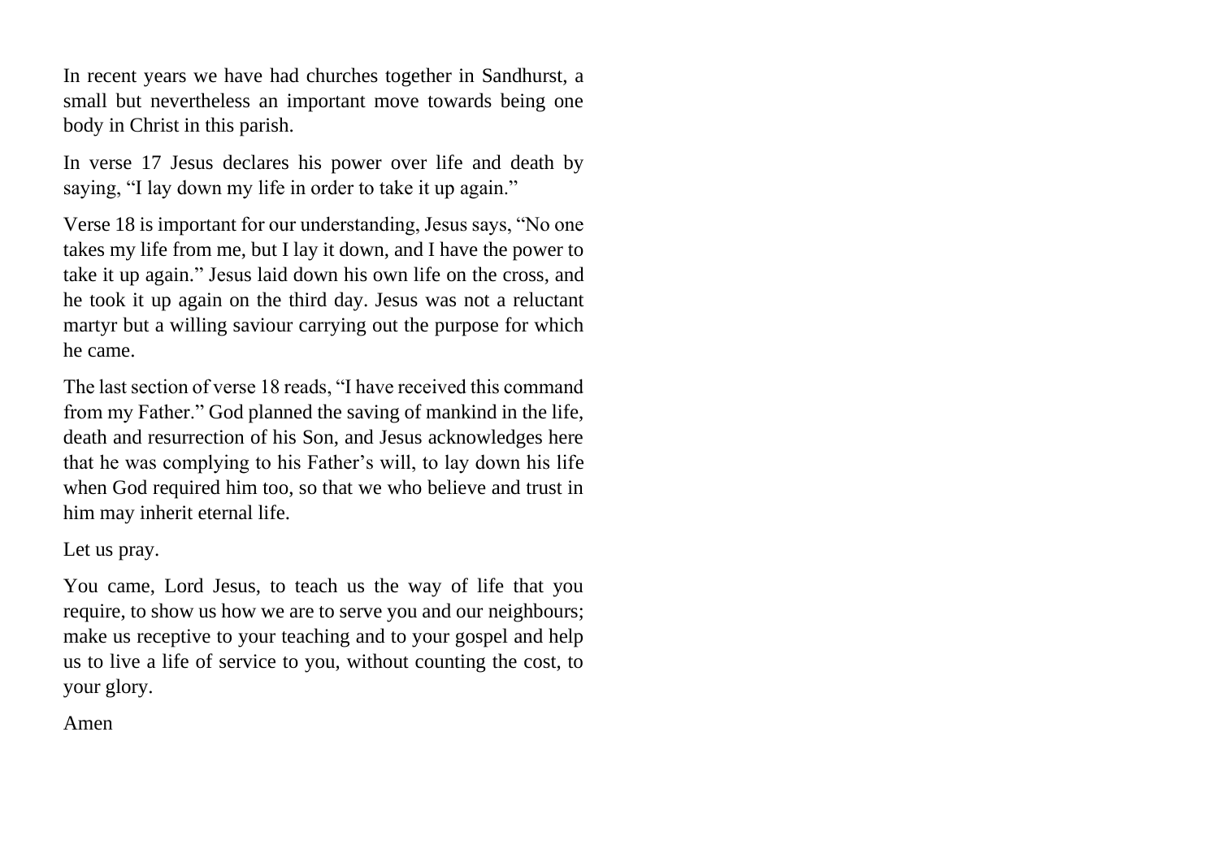In recent years we have had churches together in Sandhurst, a small but nevertheless an important move towards being one body in Christ in this parish.

In verse 17 Jesus declares his power over life and death by saying, “I lay down my life in order to take it up again.”

Verse 18 is important for our understanding, Jesus says, “No one takes my life from me, but I lay it down, and I have the power to take it up again.” Jesus laid down his own life on the cross, and he took it again on the third day. Jesus was not a reluctant martyr but a willing saviour carrying out the purpose for which he came.

The last section of verse 18 reads, “I have received this command from my Father.” God planned the saving of mankind in the life, death and resurrection of his Son, and Jesus acknowledges here that he was complying to his Father’s will, to lay down his life when God required him too, so that we who believe and trust in him may inherit eternal life.

Let us pray.

You came, Lord Jesus, to teach us the way of life that you require, to show us how we are to serve you and our neighbours; make us receptive to your teaching and to your gospel and help us to live a life of service to you, without counting the cost, to your glory.

Amen